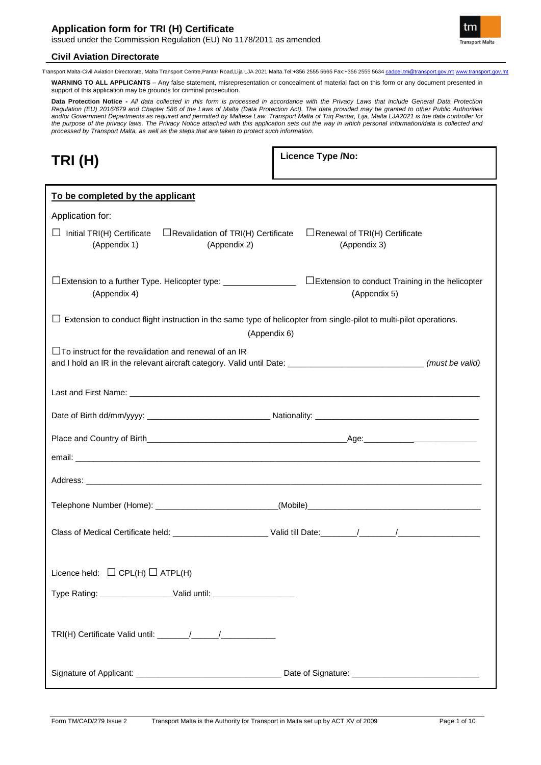# Application form for TRI (H) Certificate

issued under the Commission Regulation (EU) No 1178/2011 as amended

**Civil Aviation Directorate**

Transport Malta-Civil Aviation Directorate, Malta Transport Centre,Pantar Road,Lija LJA 2021 Malta.Tel:+356 2555 5665 Fax:+356 2555 5634 cadpel.tm@transport.gov.mt www.transport.gov.mt

**WARNING TO ALL APPLICANTS** – Any false statement, misrepresentation or concealment of material fact on this form or any document presented in support of this application may be grounds for criminal prosecution.

**Data Protection Notice -** *All data collected in this form is processed in accordance with the Privacy Laws that include General Data Protection Regulation (EU) 2016/679 and Chapter 586 of the Laws of Malta (Data Protection Act). The data provided may be granted to other Public Authorities and/or Government Departments as required and permitted by Maltese Law. Transport Malta of Triq Pantar, Lija, Malta LJA2021 is the data controller for the purpose of the privacy laws. The Privacy Notice attached with this application sets out the way in which personal information/data is collected and processed by Transport Malta, as well as the steps that are taken to protect such information.*

# TRI (H)

**Licence Type /No:**

**To be completed by the applicant**

Application for:

☐ Initial TRI(H) Certificate (Appendix 1)    ☐ Revalidation of TRI(H) Certificate (Appendix 2)    ☐ Renewal of TRI(H) Certificate (Appendix 3)

☐ Extension to a further Type. Helicopter type: _______________ (Appendix 4)    ☐ Extension to conduct Training in the helicopter (Appendix 5)

☐ Extension to conduct flight instruction in the same type of helicopter from single-pilot to multi-pilot operations. (Appendix 6)

☐ To instruct for the revalidation and renewal of an IR and I hold an IR in the relevant aircraft category. Valid until Date: ____________________________ *(must be valid)*

Last and First Name: ______________________________________________

Date of Birth dd/mm/yyyy: __________________________ Nationality: ___________________________________

Place and Country of Birth____________________________________________Age:_______________________

email: ______________________________________________

Address: ______________________________________________

Telephone Number (Home): __________________________(Mobile)_____________________________________

Class of Medical Certificate held: ____________________ Valid till Date:_______/_______/_________________

Licence held: ☐ CPL(H) ☐ ATPL(H)

Type Rating: _______________Valid until: _________________

TRI(H) Certificate Valid until: _______/______/___________

Signature of Applicant: ______________________________ Date of Signature: ___________________________

Form TM/CAD/279 Issue 2    Transport Malta is the Authority for Transport in Malta set up by ACT XV of 2009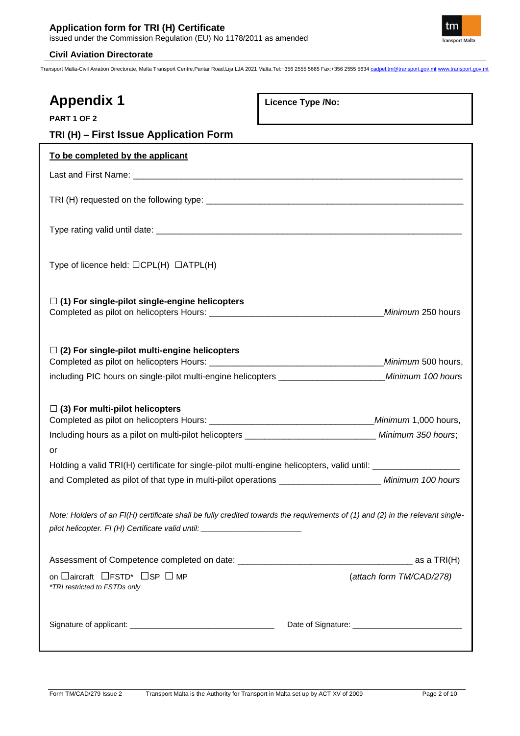# Appendix 1

**PART 1 OF 2**

**Licence Type /No:**

## TRI (H) – First Issue Application Form

**To be completed by the applicant**

Last and First Name: ______________________________________________________________________

TRI (H) requested on the following type: ______________________________________________________

Type rating valid until date: _____________________________________________________________

Type of licence held: ☐CPL(H) ☐ATPL(H)

**☐ (1) For single-pilot single-engine helicopters**
Completed as pilot on helicopters Hours: ___________________________________ *Minimum* 250 hours

**☐ (2) For single-pilot multi-engine helicopters**
Completed as pilot on helicopters Hours: ___________________________________ *Minimum* 500 hours,
including PIC hours on single-pilot multi-engine helicopters _____________________ *Minimum 100 hours*

**☐ (3) For multi-pilot helicopters**
Completed as pilot on helicopters Hours: _________________________________ *Minimum* 1,000 hours,
Including hours as a pilot on multi-pilot helicopters ___________________________ *Minimum 350 hours*;
or
Holding a valid TRI(H) certificate for single-pilot multi-engine helicopters, valid until: __________________
and Completed as pilot of that type in multi-pilot operations ____________________ *Minimum 100 hours*

*Note: Holders of an FI(H) certificate shall be fully credited towards the requirements of (1) and (2) in the relevant single-pilot helicopter. FI (H) Certificate valid until: ______________________*

Assessment of Competence completed on date: ____________________________________ as a TRI(H)
on ☐aircraft ☐FSTD* ☐SP ☐ MP (*attach form TM/CAD/278)*
*\*TRI restricted to FSTDs only*

Signature of applicant: _______________________________ Date of Signature: ________________________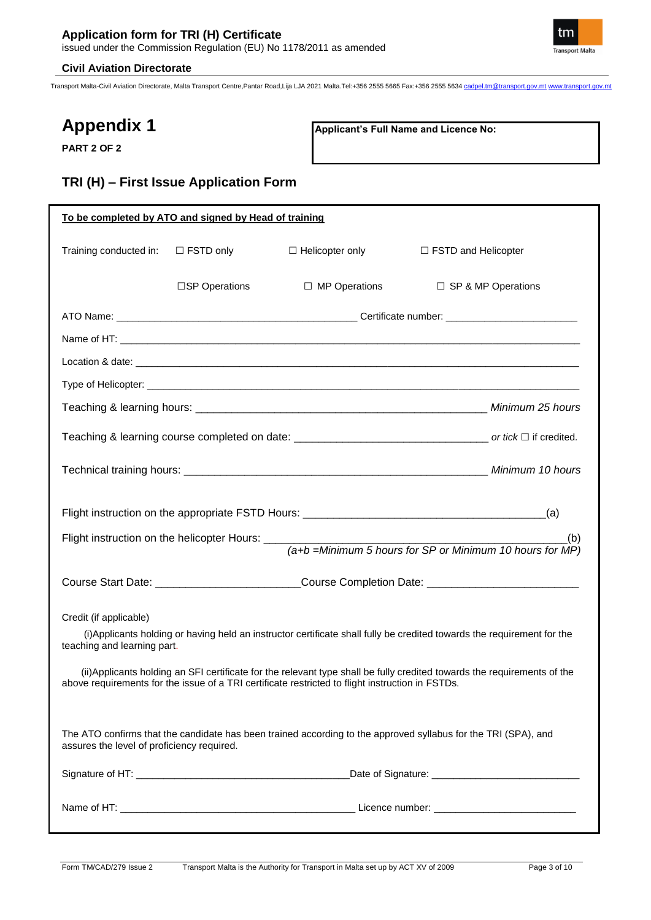# Appendix 1

**PART 2 OF 2**

**Applicant's Full Name and Licence No:**

## TRI (H) – First Issue Application Form

**To be completed by ATO and signed by Head of training**

Training conducted in: ☐ FSTD only ☐ Helicopter only ☐ FSTD and Helicopter

☐SP Operations ☐ MP Operations ☐ SP & MP Operations

ATO Name: ___________________________________________ Certificate number: _______________________

Name of HT: ___________________________________________________________________________________

Location & date: _______________________________________________________________________________

Type of Helicopter: _____________________________________________________________________________

Teaching & learning hours: _______________________________________________ *Minimum 25 hours*

Teaching & learning course completed on date: _______________________________ *or tick* ☐ if credited.

Technical training hours: _________________________________________________ *Minimum 10 hours*

Flight instruction on the appropriate FSTD Hours: ________________________________________(a)

Flight instruction on the helicopter Hours: _____________________________________________(b)
*(a+b =Minimum 5 hours for SP or Minimum 10 hours for MP)*

Course Start Date: _______________________Course Completion Date: ________________________

Credit (if applicable)

(i)Applicants holding or having held an instructor certificate shall fully be credited towards the requirement for the teaching and learning part.

(ii)Applicants holding an SFI certificate for the relevant type shall be fully credited towards the requirements of the above requirements for the issue of a TRI certificate restricted to flight instruction in FSTDs.

The ATO confirms that the candidate has been trained according to the approved syllabus for the TRI (SPA), and assures the level of proficiency required.

Signature of HT: _____________________________________Date of Signature: _________________________

Name of HT: _________________________________________ Licence number: ________________________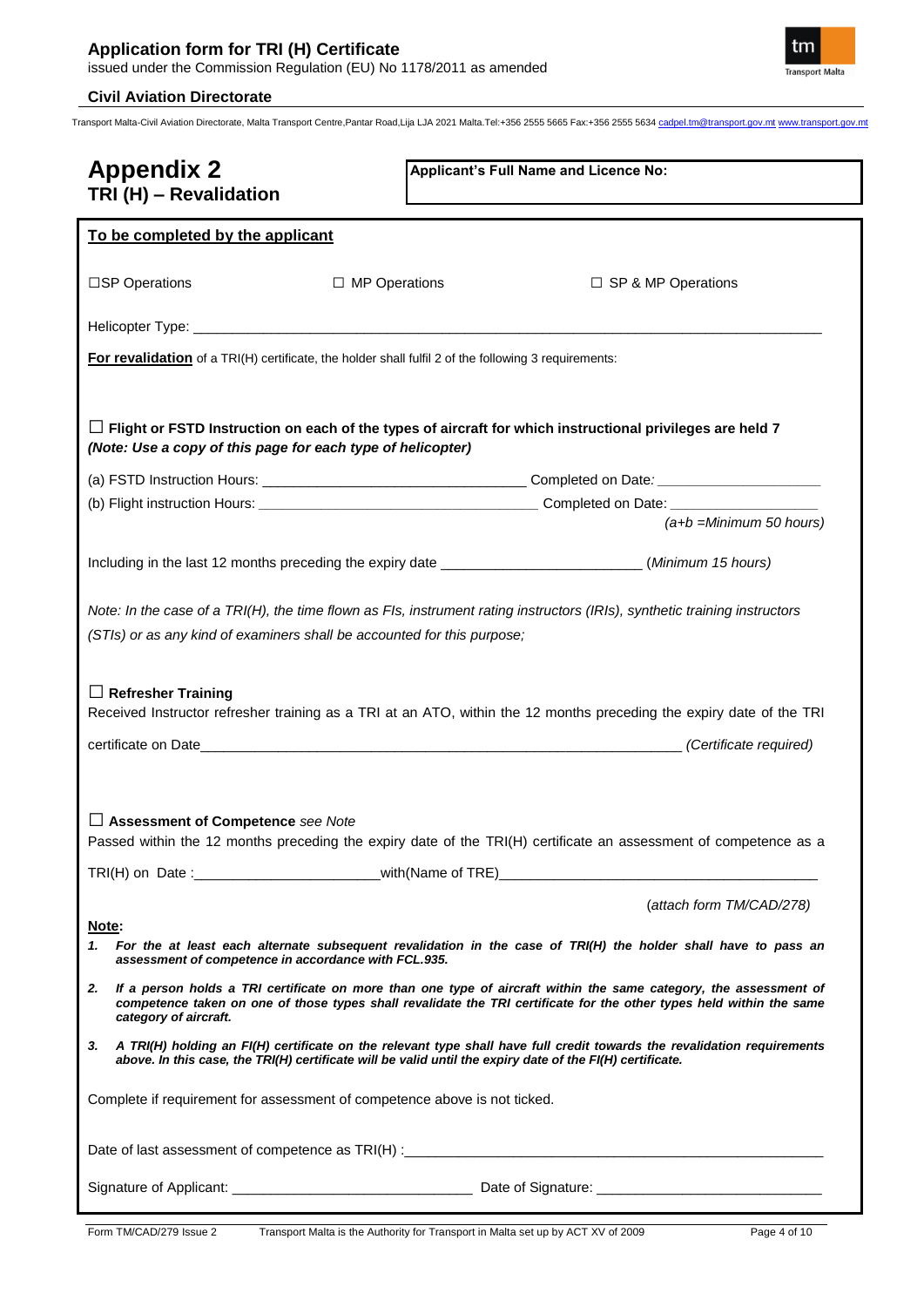# Appendix 2
## TRI (H) – Revalidation

**Applicant's Full Name and Licence No:**

**To be completed by the applicant**

☐SP Operations ☐ MP Operations ☐ SP & MP Operations

Helicopter Type: ______________________________________________________________________________

**For revalidation** of a TRI(H) certificate, the holder shall fulfil 2 of the following 3 requirements:

☐ **Flight or FSTD Instruction on each of the types of aircraft for which instructional privileges are held 7**
***(Note: Use a copy of this page for each type of helicopter)***

(a) FSTD Instruction Hours: _________________________________ Completed on Date: ____________________

(b) Flight instruction Hours: ___________________________________ Completed on Date: __________________

*(a+b =Minimum 50 hours)*

Including in the last 12 months preceding the expiry date ________________________ (*Minimum 15 hours)*

*Note: In the case of a TRI(H), the time flown as FIs, instrument rating instructors (IRIs), synthetic training instructors (STIs) or as any kind of examiners shall be accounted for this purpose;*

☐ **Refresher Training**
Received Instructor refresher training as a TRI at an ATO, within the 12 months preceding the expiry date of the TRI certificate on Date______________________________________________________________ *(Certificate required)*

☐ **Assessment of Competence** *see Note*
Passed within the 12 months preceding the expiry date of the TRI(H) certificate an assessment of competence as a TRI(H) on Date :_______________________with(Name of TRE)_________________________________________

(*attach form TM/CAD/278)*

**Note:**

1. ***For the at least each alternate subsequent revalidation in the case of TRI(H) the holder shall have to pass an assessment of competence in accordance with FCL.935.***
2. ***If a person holds a TRI certificate on more than one type of aircraft within the same category, the assessment of competence taken on one of those types shall revalidate the TRI certificate for the other types held within the same category of aircraft.***
3. ***A TRI(H) holding an FI(H) certificate on the relevant type shall have full credit towards the revalidation requirements above. In this case, the TRI(H) certificate will be valid until the expiry date of the FI(H) certificate.***

Complete if requirement for assessment of competence above is not ticked.

Date of last assessment of competence as TRI(H) :_____________________________________________________

Signature of Applicant: ______________________________ Date of Signature: ____________________________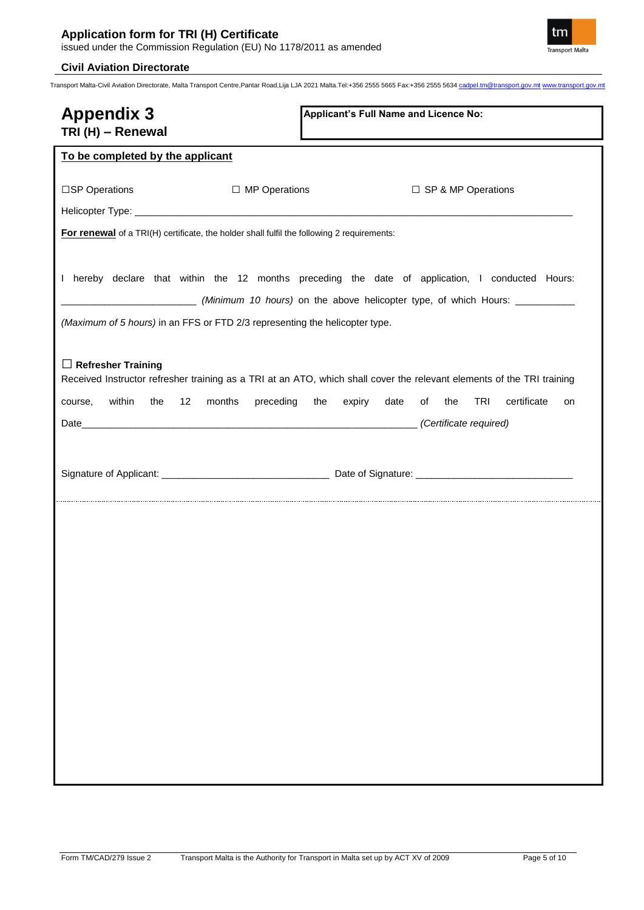# Appendix 3

## TRI (H) – Renewal

**Applicant's Full Name and Licence No:**

**To be completed by the applicant**

☐SP Operations ☐ MP Operations ☐ SP & MP Operations

Helicopter Type: ____________________________________________________________________

**For renewal** of a TRI(H) certificate, the holder shall fulfil the following 2 requirements:

I hereby declare that within the 12 months preceding the date of application, I conducted Hours: ________________________ *(Minimum 10 hours)* on the above helicopter type, of which Hours: ___________ *(Maximum of 5 hours)* in an FFS or FTD 2/3 representing the helicopter type.

☐ **Refresher Training**

Received Instructor refresher training as a TRI at an ATO, which shall cover the relevant elements of the TRI training course, within the 12 months preceding the expiry date of the TRI certificate on Date______________________________________________________________ *(Certificate required)*

Signature of Applicant: ______________________________ Date of Signature: ____________________________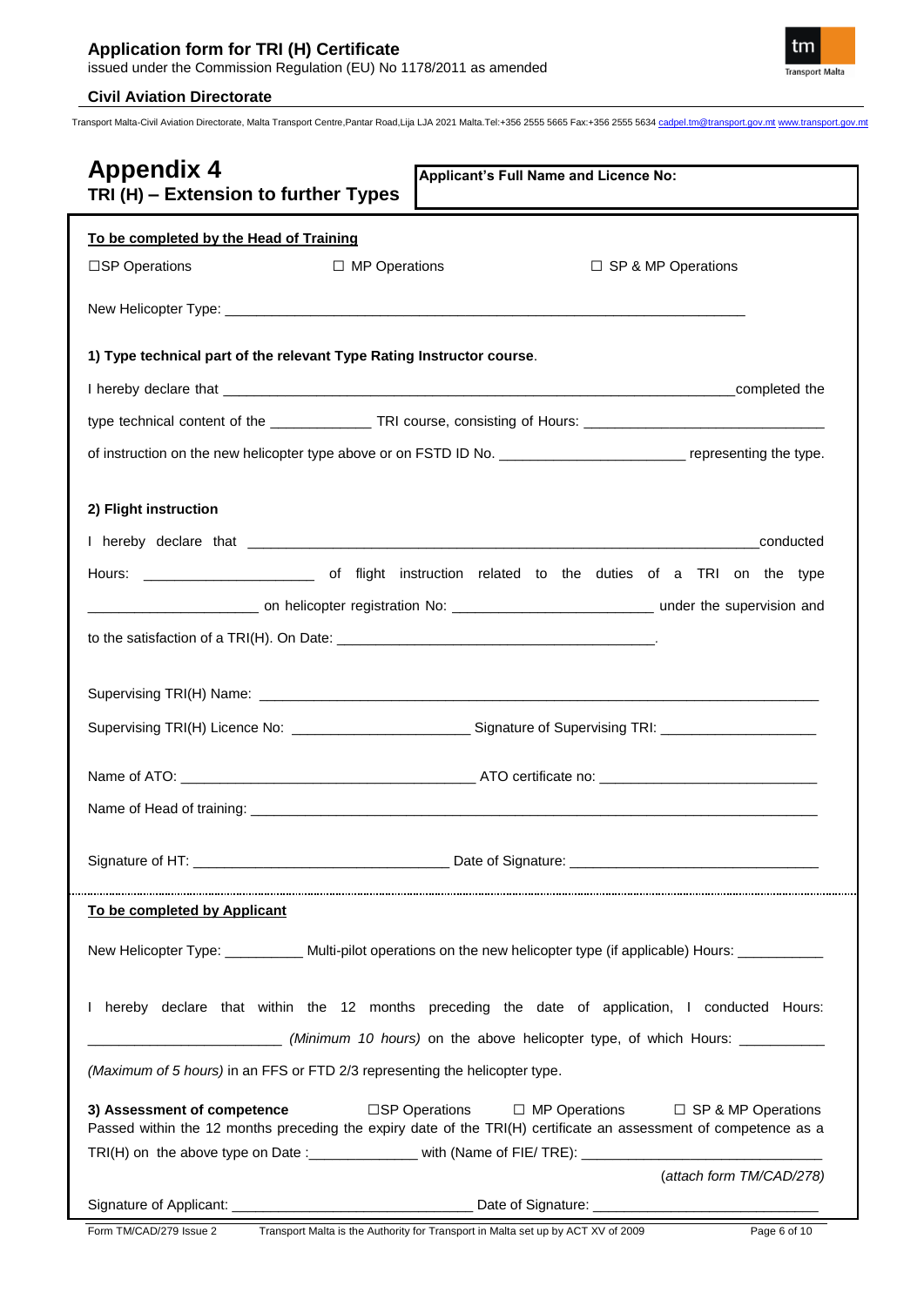# Appendix 4

## TRI (H) – Extension to further Types

**Applicant's Full Name and Licence No:**

**To be completed by the Head of Training**

☐SP Operations ☐ MP Operations ☐ SP & MP Operations

New Helicopter Type: _______________________________________________

**1) Type technical part of the relevant Type Rating Instructor course**.

I hereby declare that _______________________________________________completed the type technical content of the _____________ TRI course, consisting of Hours: _____________________________ of instruction on the new helicopter type above or on FSTD ID No. _______________________ representing the type.

**2) Flight instruction**

I hereby declare that _______________________________________________conducted Hours: _____________________ of flight instruction related to the duties of a TRI on the type _____________________ on helicopter registration No: _________________________ under the supervision and to the satisfaction of a TRI(H). On Date: _______________________________________.

Supervising TRI(H) Name: _______________________________________________

Supervising TRI(H) Licence No: ______________________ Signature of Supervising TRI: ___________________

Name of ATO: _____________________________________ ATO certificate no: ___________________________

Name of Head of training: _______________________________________________

Signature of HT: ________________________________ Date of Signature: ______________________________

**To be completed by Applicant**

New Helicopter Type: __________ Multi-pilot operations on the new helicopter type (if applicable) Hours: ___________

I hereby declare that within the 12 months preceding the date of application, I conducted Hours: ________________________ *(Minimum 10 hours)* on the above helicopter type, of which Hours: ___________ *(Maximum of 5 hours)* in an FFS or FTD 2/3 representing the helicopter type.

**3) Assessment of competence** ☐SP Operations ☐ MP Operations ☐ SP & MP Operations

Passed within the 12 months preceding the expiry date of the TRI(H) certificate an assessment of competence as a TRI(H) on the above type on Date :______________ with (Name of FIE/ TRE): ______________________________

(*attach form TM/CAD/278)*

Signature of Applicant: ______________________________ Date of Signature: ____________________________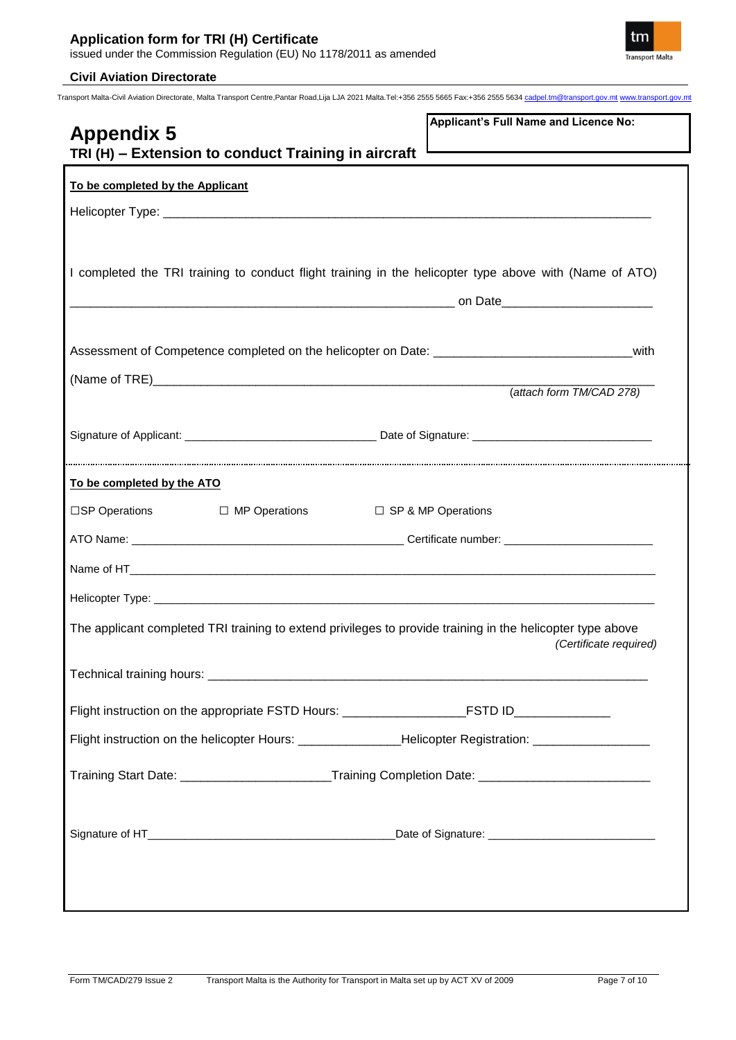# Appendix 5

## TRI (H) – Extension to conduct Training in aircraft

**Applicant's Full Name and Licence No:**

**To be completed by the Applicant**

Helicopter Type: ___________________________________________________________________________

I completed the TRI training to conduct flight training in the helicopter type above with (Name of ATO)

_____________________________________________________ on Date______________________

Assessment of Competence completed on the helicopter on Date: ____________________________with

(Name of TRE)_________________________________________________________________________ (*attach form TM/CAD 278*)

Signature of Applicant: _____________________________ Date of Signature: ___________________________

**To be completed by the ATO**

☐SP Operations ☐ MP Operations ☐ SP & MP Operations

ATO Name: __________________________________________ Certificate number: _______________________

Name of HT_________________________________________________________________________________

Helicopter Type: _____________________________________________________________________________

The applicant completed TRI training to extend privileges to provide training in the helicopter type above *(Certificate required)*

Technical training hours: ______________________________________________________________________

Flight instruction on the appropriate FSTD Hours: _________________FSTD ID______________

Flight instruction on the helicopter Hours: ______________Helicopter Registration: _________________

Training Start Date: _____________________Training Completion Date: ________________________

Signature of HT______________________________________Date of Signature: __________________________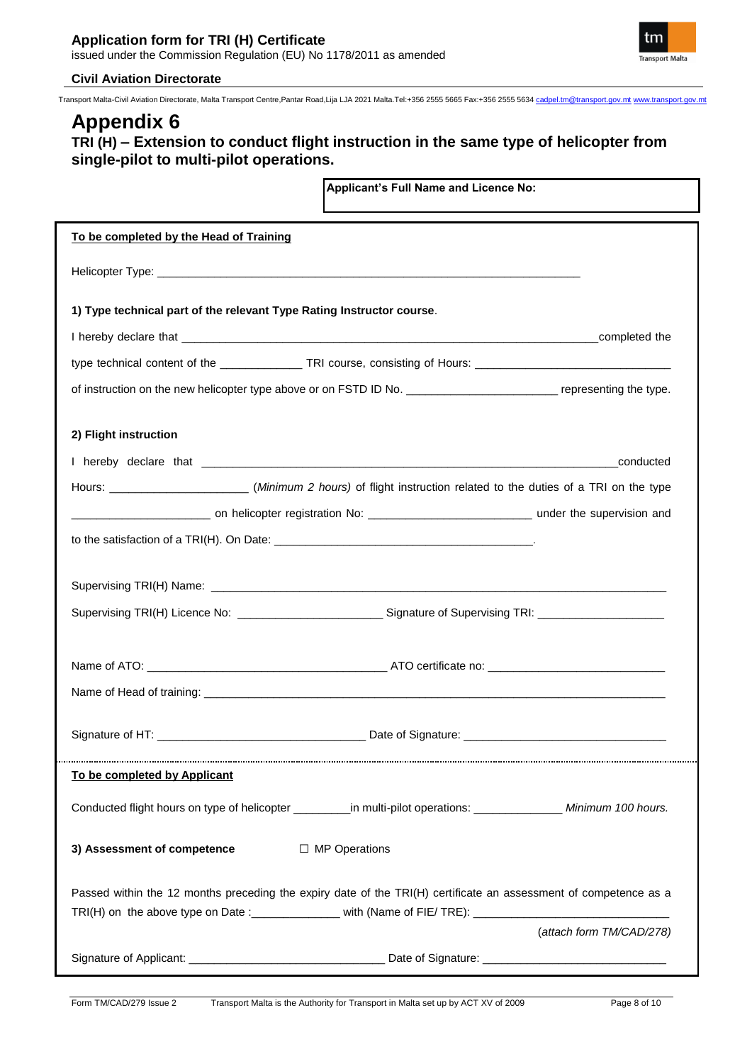# Appendix 6

## TRI (H) – Extension to conduct flight instruction in the same type of helicopter from single-pilot to multi-pilot operations.

**Applicant's Full Name and Licence No:**

**To be completed by the Head of Training**

Helicopter Type: ___________________________________________

**1) Type technical part of the relevant Type Rating Instructor course**.

I hereby declare that ___________________________________________ completed the type technical content of the _____________ TRI course, consisting of Hours: ______________________________ of instruction on the new helicopter type above or on FSTD ID No. _______________________ representing the type.

**2) Flight instruction**

I hereby declare that ___________________________________________ conducted Hours: _____________________ *(Minimum 2 hours)* of flight instruction related to the duties of a TRI on the type _____________________ on helicopter registration No: _________________________ under the supervision and to the satisfaction of a TRI(H). On Date: ________________________________________.

Supervising TRI(H) Name: ___________________________________________

Supervising TRI(H) Licence No: ______________________ Signature of Supervising TRI: ___________________

Name of ATO: ____________________________________ ATO certificate no: ___________________________

Name of Head of training: ___________________________________________

Signature of HT: ________________________________ Date of Signature: _______________________________

**To be completed by Applicant**

Conducted flight hours on type of helicopter _________in multi-pilot operations: ______________ *Minimum 100 hours.*

**3) Assessment of competence** ☐ MP Operations

Passed within the 12 months preceding the expiry date of the TRI(H) certificate an assessment of competence as a TRI(H) on the above type on Date :______________ with (Name of FIE/ TRE): ______________________________

(*attach form TM/CAD/278)*

Signature of Applicant: ______________________________ Date of Signature: ____________________________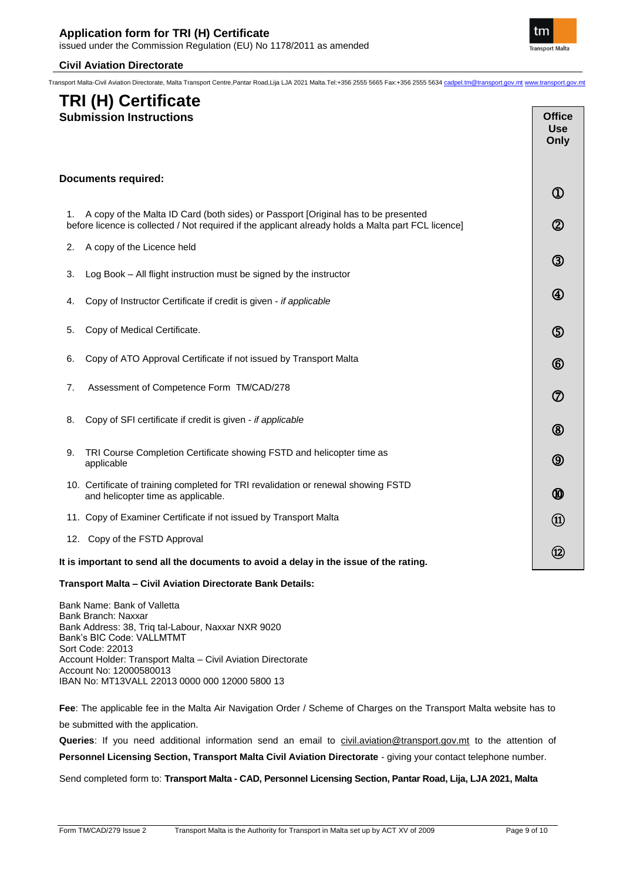# TRI (H) Certificate

## Submission Instructions

| Documents required: | Office Use Only |
|---|---|
| 1. A copy of the Malta ID Card (both sides) or Passport [Original has to be presented before licence is collected / Not required if the applicant already holds a Malta part FCL licence] | ① |
| 2. A copy of the Licence held | ② |
| 3. Log Book – All flight instruction must be signed by the instructor | ③ |
| 4. Copy of Instructor Certificate if credit is given - *if applicable* | ④ |
| 5. Copy of Medical Certificate. | ⑤ |
| 6. Copy of ATO Approval Certificate if not issued by Transport Malta | ⑥ |
| 7. Assessment of Competence Form TM/CAD/278 | ⑦ |
| 8. Copy of SFI certificate if credit is given - *if applicable* | ⑧ |
| 9. TRI Course Completion Certificate showing FSTD and helicopter time as applicable | ⑨ |
| 10. Certificate of training completed for TRI revalidation or renewal showing FSTD and helicopter time as applicable. | ⑩ |
| 11. Copy of Examiner Certificate if not issued by Transport Malta | ⑪ |
| 12. Copy of the FSTD Approval | ⑫ |

**It is important to send all the documents to avoid a delay in the issue of the rating.**

**Transport Malta – Civil Aviation Directorate Bank Details:**

Bank Name: Bank of Valletta
Bank Branch: Naxxar
Bank Address: 38, Triq tal-Labour, Naxxar NXR 9020
Bank's BIC Code: VALLMTMT
Sort Code: 22013
Account Holder: Transport Malta – Civil Aviation Directorate
Account No: 12000580013
IBAN No: MT13VALL 22013 0000 000 12000 5800 13

**Fee**: The applicable fee in the Malta Air Navigation Order / Scheme of Charges on the Transport Malta website has to be submitted with the application.

**Queries**: If you need additional information send an email to civil.aviation@transport.gov.mt to the attention of **Personnel Licensing Section, Transport Malta Civil Aviation Directorate** - giving your contact telephone number.

Send completed form to: **Transport Malta - CAD, Personnel Licensing Section, Pantar Road, Lija, LJA 2021, Malta**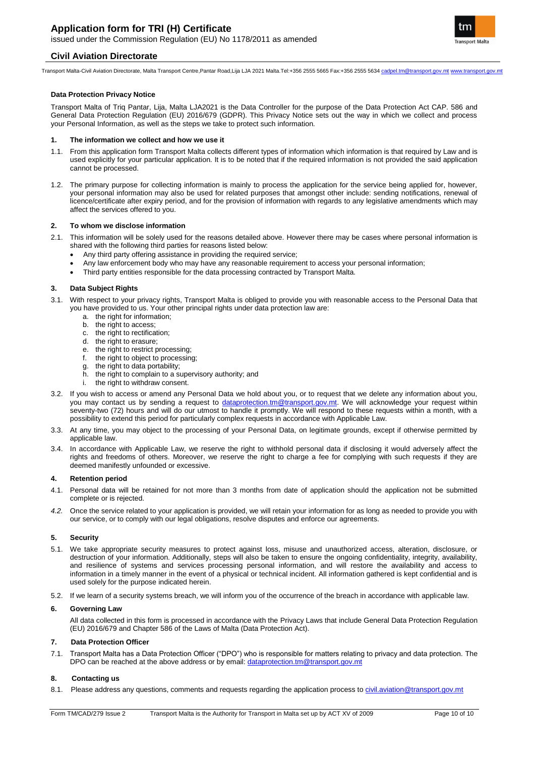## Data Protection Privacy Notice

Transport Malta of Triq Pantar, Lija, Malta LJA2021 is the Data Controller for the purpose of the Data Protection Act CAP. 586 and General Data Protection Regulation (EU) 2016/679 (GDPR). This Privacy Notice sets out the way in which we collect and process your Personal Information, as well as the steps we take to protect such information.

### 1. The information we collect and how we use it

1.1. From this application form Transport Malta collects different types of information which information is that required by Law and is used explicitly for your particular application. It is to be noted that if the required information is not provided the said application cannot be processed.

1.2. The primary purpose for collecting information is mainly to process the application for the service being applied for, however, your personal information may also be used for related purposes that amongst other include: sending notifications, renewal of licence/certificate after expiry period, and for the provision of information with regards to any legislative amendments which may affect the services offered to you.

### 2. To whom we disclose information

2.1. This information will be solely used for the reasons detailed above. However there may be cases where personal information is shared with the following third parties for reasons listed below:

- Any third party offering assistance in providing the required service;
- Any law enforcement body who may have any reasonable requirement to access your personal information;
- Third party entities responsible for the data processing contracted by Transport Malta.

### 3. Data Subject Rights

3.1. With respect to your privacy rights, Transport Malta is obliged to provide you with reasonable access to the Personal Data that you have provided to us. Your other principal rights under data protection law are:

a. the right for information;
b. the right to access;
c. the right to rectification;
d. the right to erasure;
e. the right to restrict processing;
f. the right to object to processing;
g. the right to data portability;
h. the right to complain to a supervisory authority; and
i. the right to withdraw consent.

3.2. If you wish to access or amend any Personal Data we hold about you, or to request that we delete any information about you, you may contact us by sending a request to dataprotection.tm@transport.gov.mt. We will acknowledge your request within seventy-two (72) hours and will do our utmost to handle it promptly. We will respond to these requests within a month, with a possibility to extend this period for particularly complex requests in accordance with Applicable Law.

3.3. At any time, you may object to the processing of your Personal Data, on legitimate grounds, except if otherwise permitted by applicable law.

3.4. In accordance with Applicable Law, we reserve the right to withhold personal data if disclosing it would adversely affect the rights and freedoms of others. Moreover, we reserve the right to charge a fee for complying with such requests if they are deemed manifestly unfounded or excessive.

### 4. Retention period

4.1. Personal data will be retained for not more than 3 months from date of application should the application not be submitted complete or is rejected.

*4.2.* Once the service related to your application is provided, we will retain your information for as long as needed to provide you with our service, or to comply with our legal obligations, resolve disputes and enforce our agreements.

### 5. Security

5.1. We take appropriate security measures to protect against loss, misuse and unauthorized access, alteration, disclosure, or destruction of your information. Additionally, steps will also be taken to ensure the ongoing confidentiality, integrity, availability, and resilience of systems and services processing personal information, and will restore the availability and access to information in a timely manner in the event of a physical or technical incident. All information gathered is kept confidential and is used solely for the purpose indicated herein.

5.2. If we learn of a security systems breach, we will inform you of the occurrence of the breach in accordance with applicable law.

### 6. Governing Law

All data collected in this form is processed in accordance with the Privacy Laws that include General Data Protection Regulation (EU) 2016/679 and Chapter 586 of the Laws of Malta (Data Protection Act).

### 7. Data Protection Officer

7.1. Transport Malta has a Data Protection Officer ("DPO") who is responsible for matters relating to privacy and data protection. The DPO can be reached at the above address or by email: dataprotection.tm@transport.gov.mt

### 8. Contacting us

8.1. Please address any questions, comments and requests regarding the application process to civil.aviation@transport.gov.mt